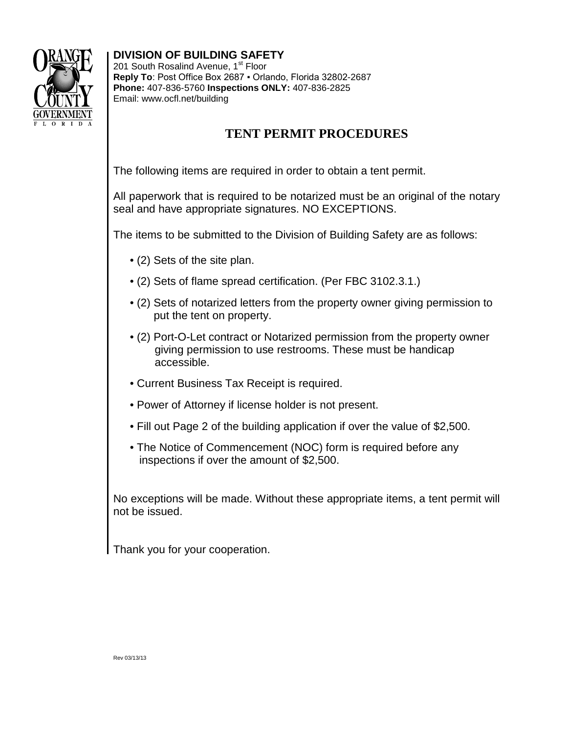**DIVISION OF BUILDING SAFETY**
201 South Rosalind Avenue, 1st Floor
**Reply To**: Post Office Box 2687 ▪ Orlando, Florida 32802-2687
**Phone:** 407-836-5760 **Inspections ONLY:** 407-836-2825
Email: www.ocfl.net/building

# TENT PERMIT PROCEDURES

The following items are required in order to obtain a tent permit.

All paperwork that is required to be notarized must be an original of the notary seal and have appropriate signatures. NO EXCEPTIONS.

The items to be submitted to the Division of Building Safety are as follows:

- (2) Sets of the site plan.
- (2) Sets of flame spread certification. (Per FBC 3102.3.1.)
- (2) Sets of notarized letters from the property owner giving permission to put the tent on property.
- (2) Port-O-Let contract or Notarized permission from the property owner giving permission to use restrooms. These must be handicap accessible.
- Current Business Tax Receipt is required.
- Power of Attorney if license holder is not present.
- Fill out Page 2 of the building application if over the value of $2,500.
- The Notice of Commencement (NOC) form is required before any inspections if over the amount of $2,500.

No exceptions will be made. Without these appropriate items, a tent permit will not be issued.

Thank you for your cooperation.

Rev 03/13/13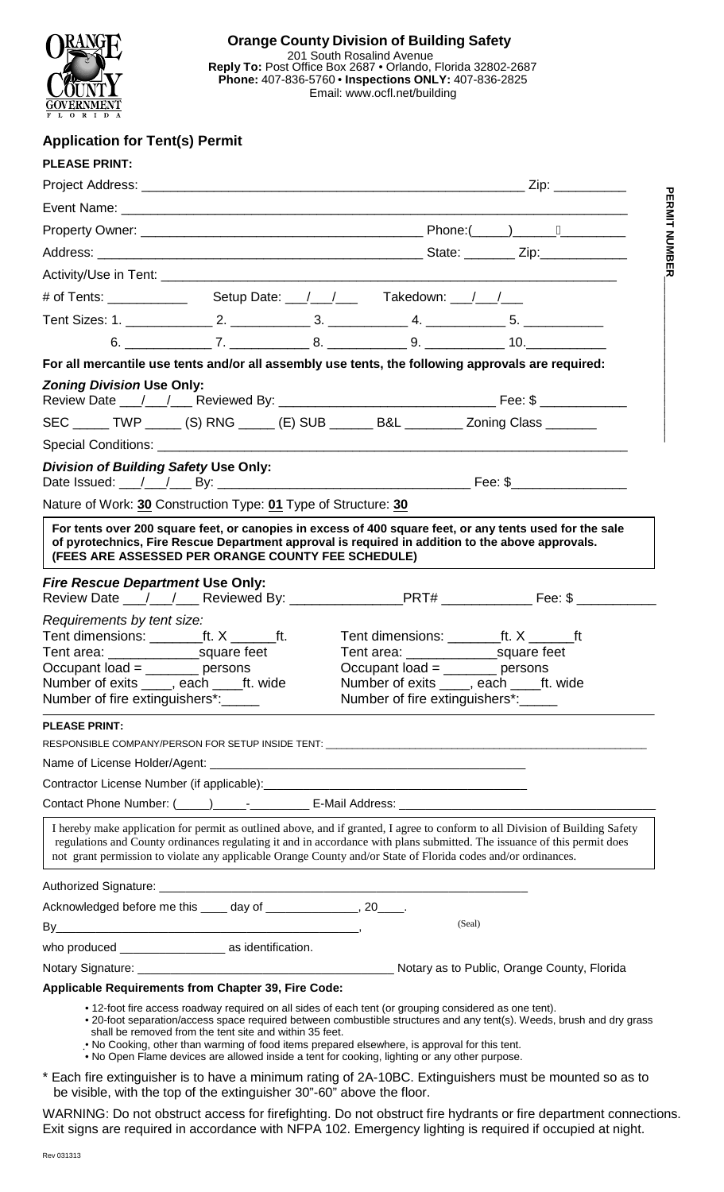**Orange County Division of Building Safety**
201 South Rosalind Avenue
**Reply To:** Post Office Box 2687 • Orlando, Florida 32802-2687
**Phone:** 407-836-5760 • **Inspections ONLY:** 407-836-2825
Email: www.ocfl.net/building

## Application for Tent(s) Permit

**PERMIT NUMBER** ____________

**PLEASE PRINT:**

Project Address: ______________________________________________ Zip: __________

Event Name: ______________________________________________________________

Property Owner: ___________________________________ Phone:(_____)______-_________

Address: _________________________________________ State: _______ Zip:____________

Activity/Use in Tent: _________________________________________________________

# of Tents: ___________ Setup Date: ___/___/___ Takedown: ___/___/___

Tent Sizes: 1. ____________ 2. ___________ 3. ___________ 4. ___________ 5. ___________

6. ____________ 7. ___________ 8. ___________ 9. ___________ 10.___________

**For all mercantile use tents and/or all assembly use tents, the following approvals are required:**

***Zoning Division* Use Only:**
Review Date ___/___/___ Reviewed By: ______________________________ Fee: $ ____________

SEC _____ TWP _____ (S) RNG _____ (E) SUB ______ B&L ________ Zoning Class _______

Special Conditions: ___________________________________________________________

***Division of Building Safety* Use Only:**
Date Issued: ___/___/___ By: __________________________________ Fee: $________________

Nature of Work: **30** Construction Type: **01** Type of Structure: **30**

**For tents over 200 square feet, or canopies in excess of 400 square feet, or any tents used for the sale of pyrotechnics, Fire Rescue Department approval is required in addition to the above approvals. (FEES ARE ASSESSED PER ORANGE COUNTY FEE SCHEDULE)**

***Fire Rescue Department* Use Only:**
Review Date ___/___/___ Reviewed By: _______________PRT# ____________ Fee: $ __________

*Requirements by tent size:*

Tent dimensions: _______ft. X ______ft.
Tent area: ____________square feet
Occupant load = _______ persons
Number of exits ____, each ____ft. wide
Number of fire extinguishers*:_____

Tent dimensions: _______ft. X ______ft
Tent area: ____________square feet
Occupant load = _______ persons
Number of exits ____, each ____ft. wide
Number of fire extinguishers*:_____

**PLEASE PRINT:**

RESPONSIBLE COMPANY/PERSON FOR SETUP INSIDE TENT: ______________________________________

Name of License Holder/Agent: ______________________________________________

Contractor License Number (if applicable):_____________________________________

Contact Phone Number: (_____)_____-_________ E-Mail Address: ______________________________

I hereby make application for permit as outlined above, and if granted, I agree to conform to all Division of Building Safety regulations and County ordinances regulating it and in accordance with plans submitted. The issuance of this permit does not grant permission to violate any applicable Orange County and/or State of Florida codes and/or ordinances.

Authorized Signature: ______________________________________________

Acknowledged before me this ____ day of ______________, 20____.

By______________________________________________, (Seal)

who produced ________________ as identification.

Notary Signature: ____________________________________ Notary as to Public, Orange County, Florida

**Applicable Requirements from Chapter 39, Fire Code:**

- 12-foot fire access roadway required on all sides of each tent (or grouping considered as one tent).
- 20-foot separation/access space required between combustible structures and any tent(s). Weeds, brush and dry grass shall be removed from the tent site and within 35 feet.
- No Cooking, other than warming of food items prepared elsewhere, is approval for this tent.
- No Open Flame devices are allowed inside a tent for cooking, lighting or any other purpose.

* Each fire extinguisher is to have a minimum rating of 2A-10BC. Extinguishers must be mounted so as to be visible, with the top of the extinguisher 30"-60" above the floor.

WARNING: Do not obstruct access for firefighting. Do not obstruct fire hydrants or fire department connections. Exit signs are required in accordance with NFPA 102. Emergency lighting is required if occupied at night.

Rev 031313